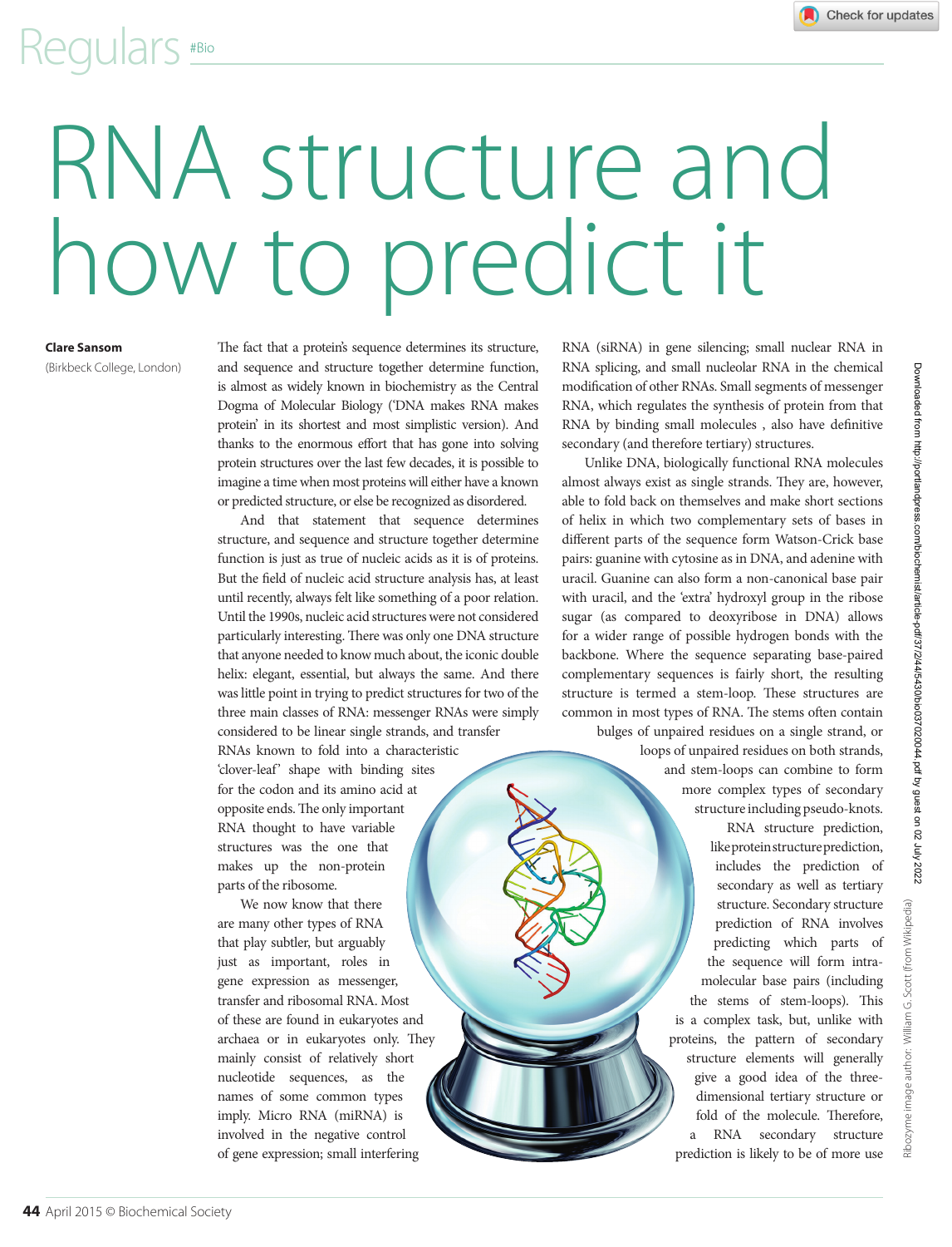# RNA structure and how to predict it

**Clare Sansom**
(Birkbeck College, London)

The fact that a protein's sequence determines its structure, and sequence and structure together determine function, is almost as widely known in biochemistry as the Central Dogma of Molecular Biology ('DNA makes RNA makes protein' in its shortest and most simplistic version). And thanks to the enormous effort that has gone into solving protein structures over the last few decades, it is possible to imagine a time when most proteins will either have a known or predicted structure, or else be recognized as disordered.

And that statement that sequence determines structure, and sequence and structure together determine function is just as true of nucleic acids as it is of proteins. But the field of nucleic acid structure analysis has, at least until recently, always felt like something of a poor relation. Until the 1990s, nucleic acid structures were not considered particularly interesting. There was only one DNA structure that anyone needed to know much about, the iconic double helix: elegant, essential, but always the same. And there was little point in trying to predict structures for two of the three main classes of RNA: messenger RNAs were simply considered to be linear single strands, and transfer RNAs known to fold into a characteristic 'clover-leaf' shape with binding sites for the codon and its amino acid at opposite ends. The only important RNA thought to have variable structures was the one that makes up the non-protein parts of the ribosome.

We now know that there are many other types of RNA that play subtler, but arguably just as important, roles in gene expression as messenger, transfer and ribosomal RNA. Most of these are found in eukaryotes and archaea or in eukaryotes only. They mainly consist of relatively short nucleotide sequences, as the names of some common types imply. Micro RNA (miRNA) is involved in the negative control of gene expression; small interfering RNA (siRNA) in gene silencing; small nuclear RNA in RNA splicing, and small nucleolar RNA in the chemical modification of other RNAs. Small segments of messenger RNA, which regulates the synthesis of protein from that RNA by binding small molecules , also have definitive secondary (and therefore tertiary) structures.

Unlike DNA, biologically functional RNA molecules almost always exist as single strands. They are, however, able to fold back on themselves and make short sections of helix in which two complementary sets of bases in different parts of the sequence form Watson-Crick base pairs: guanine with cytosine as in DNA, and adenine with uracil. Guanine can also form a non-canonical base pair with uracil, and the 'extra' hydroxyl group in the ribose sugar (as compared to deoxyribose in DNA) allows for a wider range of possible hydrogen bonds with the backbone. Where the sequence separating base-paired complementary sequences is fairly short, the resulting structure is termed a stem-loop. These structures are common in most types of RNA. The stems often contain bulges of unpaired residues on a single strand, or loops of unpaired residues on both strands, and stem-loops can combine to form more complex types of secondary structure including pseudo-knots.

RNA structure prediction, like protein structure prediction, includes the prediction of secondary as well as tertiary structure. Secondary structure prediction of RNA involves predicting which parts of the sequence will form intra-molecular base pairs (including the stems of stem-loops). This is a complex task, but, unlike with proteins, the pattern of secondary structure elements will generally give a good idea of the three-dimensional tertiary structure or fold of the molecule. Therefore, a RNA secondary structure prediction is likely to be of more use

Ribozyme image author: William G. Scott (from Wikipedia)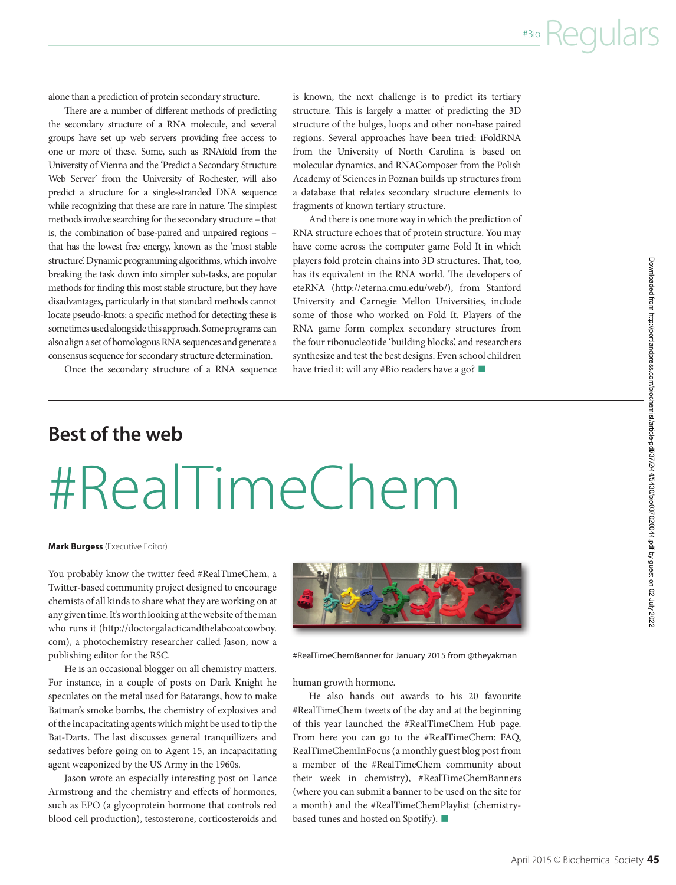alone than a prediction of protein secondary structure.

There are a number of different methods of predicting the secondary structure of a RNA molecule, and several groups have set up web servers providing free access to one or more of these. Some, such as RNAfold from the University of Vienna and the 'Predict a Secondary Structure Web Server' from the University of Rochester, will also predict a structure for a single-stranded DNA sequence while recognizing that these are rare in nature. The simplest methods involve searching for the secondary structure – that is, the combination of base-paired and unpaired regions – that has the lowest free energy, known as the 'most stable structure'. Dynamic programming algorithms, which involve breaking the task down into simpler sub-tasks, are popular methods for finding this most stable structure, but they have disadvantages, particularly in that standard methods cannot locate pseudo-knots: a specific method for detecting these is sometimes used alongside this approach. Some programs can also align a set of homologous RNA sequences and generate a consensus sequence for secondary structure determination.

Once the secondary structure of a RNA sequence is known, the next challenge is to predict its tertiary structure. This is largely a matter of predicting the 3D structure of the bulges, loops and other non-base paired regions. Several approaches have been tried: iFoldRNA from the University of North Carolina is based on molecular dynamics, and RNAComposer from the Polish Academy of Sciences in Poznan builds up structures from a database that relates secondary structure elements to fragments of known tertiary structure.

And there is one more way in which the prediction of RNA structure echoes that of protein structure. You may have come across the computer game Fold It in which players fold protein chains into 3D structures. That, too, has its equivalent in the RNA world. The developers of eteRNA (http://eterna.cmu.edu/web/), from Stanford University and Carnegie Mellon Universities, include some of those who worked on Fold It. Players of the RNA game form complex secondary structures from the four ribonucleotide 'building blocks', and researchers synthesize and test the best designs. Even school children have tried it: will any #Bio readers have a go? ■

## Best of the web

# #RealTimeChem

**Mark Burgess** (Executive Editor)

You probably know the twitter feed #RealTimeChem, a Twitter-based community project designed to encourage chemists of all kinds to share what they are working on at any given time. It's worth looking at the website of the man who runs it (http://doctorgalacticandthelabcoatcowboy.com), a photochemistry researcher called Jason, now a publishing editor for the RSC.

He is an occasional blogger on all chemistry matters. For instance, in a couple of posts on Dark Knight he speculates on the metal used for Batarangs, how to make Batman's smoke bombs, the chemistry of explosives and of the incapacitating agents which might be used to tip the Bat-Darts. The last discusses general tranquillizers and sedatives before going on to Agent 15, an incapacitating agent weaponized by the US Army in the 1960s.

Jason wrote an especially interesting post on Lance Armstrong and the chemistry and effects of hormones, such as EPO (a glycoprotein hormone that controls red blood cell production), testosterone, corticosteroids and human growth hormone.

#RealTimeChemBanner for January 2015 from @theyakman

He also hands out awards to his 20 favourite #RealTimeChem tweets of the day and at the beginning of this year launched the #RealTimeChem Hub page. From here you can go to the #RealTimeChem: FAQ, RealTimeChemInFocus (a monthly guest blog post from a member of the #RealTimeChem community about their week in chemistry), #RealTimeChemBanners (where you can submit a banner to be used on the site for a month) and the #RealTimeChemPlaylist (chemistry-based tunes and hosted on Spotify). ■